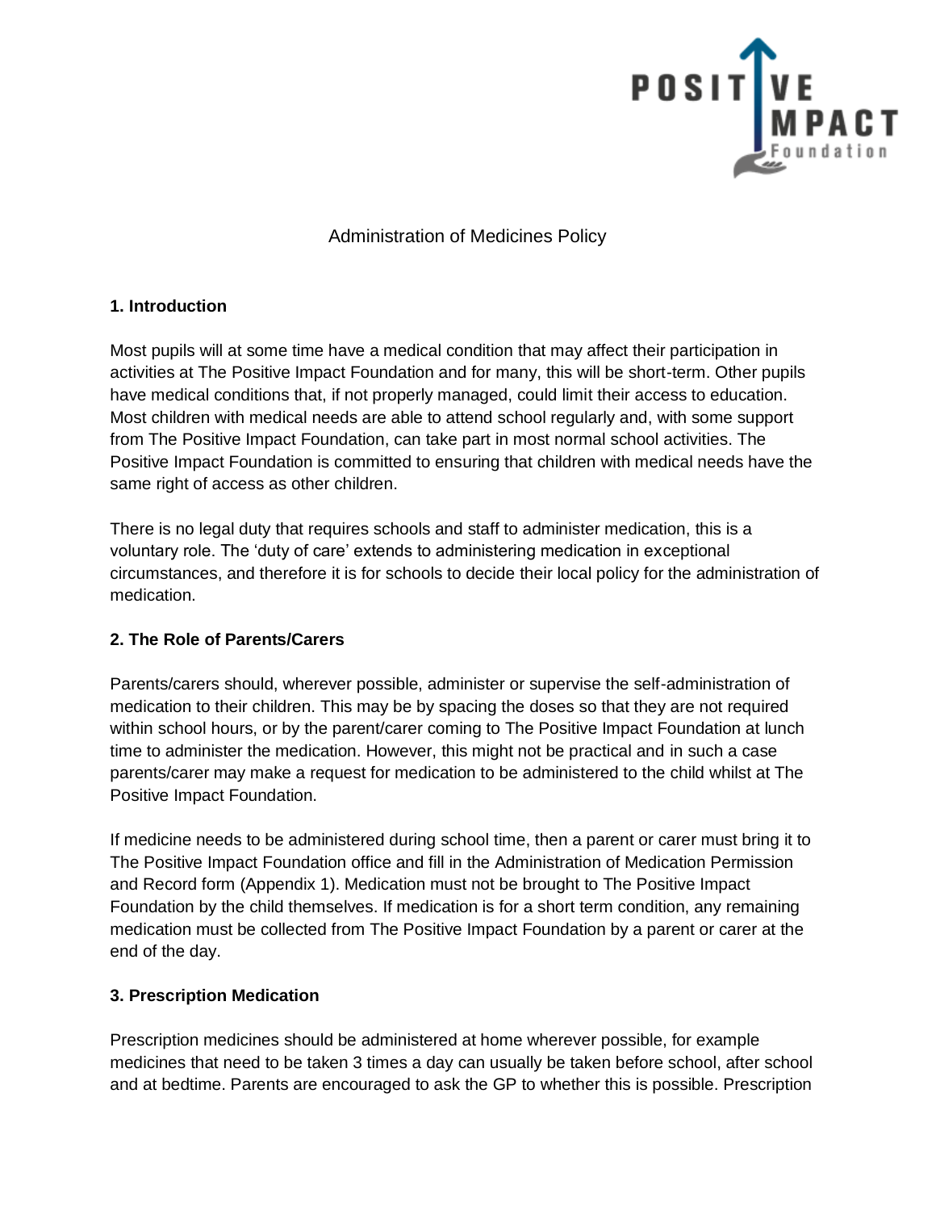# Administration of Medicines Policy

## 1. Introduction

Most pupils will at some time have a medical condition that may affect their participation in activities at The Positive Impact Foundation and for many, this will be short-term. Other pupils have medical conditions that, if not properly managed, could limit their access to education. Most children with medical needs are able to attend school regularly and, with some support from The Positive Impact Foundation, can take part in most normal school activities. The Positive Impact Foundation is committed to ensuring that children with medical needs have the same right of access as other children.

There is no legal duty that requires schools and staff to administer medication, this is a voluntary role. The 'duty of care' extends to administering medication in exceptional circumstances, and therefore it is for schools to decide their local policy for the administration of medication.

## 2. The Role of Parents/Carers

Parents/carers should, wherever possible, administer or supervise the self-administration of medication to their children. This may be by spacing the doses so that they are not required within school hours, or by the parent/carer coming to The Positive Impact Foundation at lunch time to administer the medication. However, this might not be practical and in such a case parents/carer may make a request for medication to be administered to the child whilst at The Positive Impact Foundation.

If medicine needs to be administered during school time, then a parent or carer must bring it to The Positive Impact Foundation office and fill in the Administration of Medication Permission and Record form (Appendix 1). Medication must not be brought to The Positive Impact Foundation by the child themselves. If medication is for a short term condition, any remaining medication must be collected from The Positive Impact Foundation by a parent or carer at the end of the day.

## 3. Prescription Medication

Prescription medicines should be administered at home wherever possible, for example medicines that need to be taken 3 times a day can usually be taken before school, after school and at bedtime. Parents are encouraged to ask the GP to whether this is possible. Prescription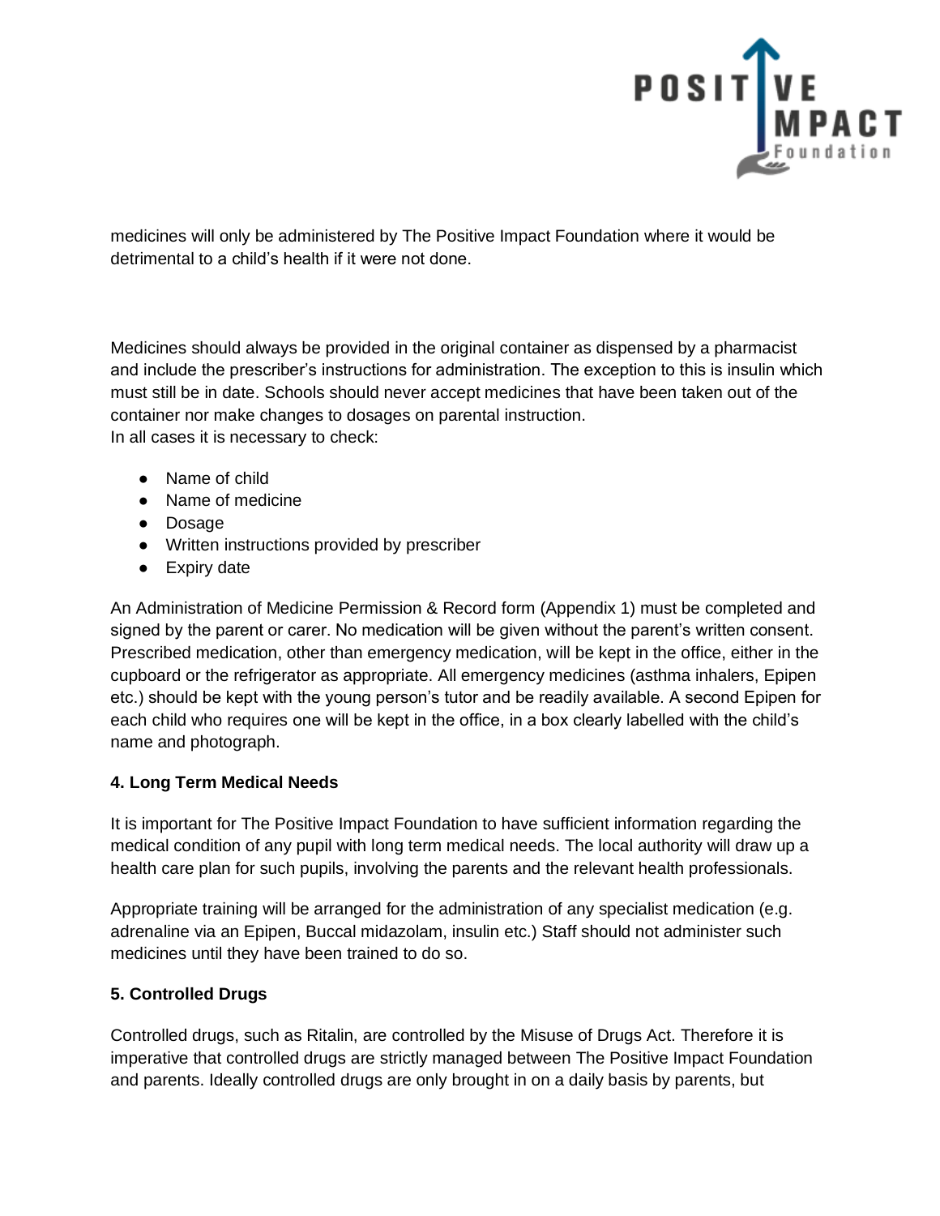medicines will only be administered by The Positive Impact Foundation where it would be detrimental to a child's health if it were not done.

Medicines should always be provided in the original container as dispensed by a pharmacist and include the prescriber's instructions for administration. The exception to this is insulin which must still be in date. Schools should never accept medicines that have been taken out of the container nor make changes to dosages on parental instruction.
In all cases it is necessary to check:

- Name of child
- Name of medicine
- Dosage
- Written instructions provided by prescriber
- Expiry date

An Administration of Medicine Permission & Record form (Appendix 1) must be completed and signed by the parent or carer. No medication will be given without the parent's written consent. Prescribed medication, other than emergency medication, will be kept in the office, either in the cupboard or the refrigerator as appropriate. All emergency medicines (asthma inhalers, Epipen etc.) should be kept with the young person's tutor and be readily available. A second Epipen for each child who requires one will be kept in the office, in a box clearly labelled with the child's name and photograph.

**4. Long Term Medical Needs**

It is important for The Positive Impact Foundation to have sufficient information regarding the medical condition of any pupil with long term medical needs. The local authority will draw up a health care plan for such pupils, involving the parents and the relevant health professionals.

Appropriate training will be arranged for the administration of any specialist medication (e.g. adrenaline via an Epipen, Buccal midazolam, insulin etc.) Staff should not administer such medicines until they have been trained to do so.

**5. Controlled Drugs**

Controlled drugs, such as Ritalin, are controlled by the Misuse of Drugs Act. Therefore it is imperative that controlled drugs are strictly managed between The Positive Impact Foundation and parents. Ideally controlled drugs are only brought in on a daily basis by parents, but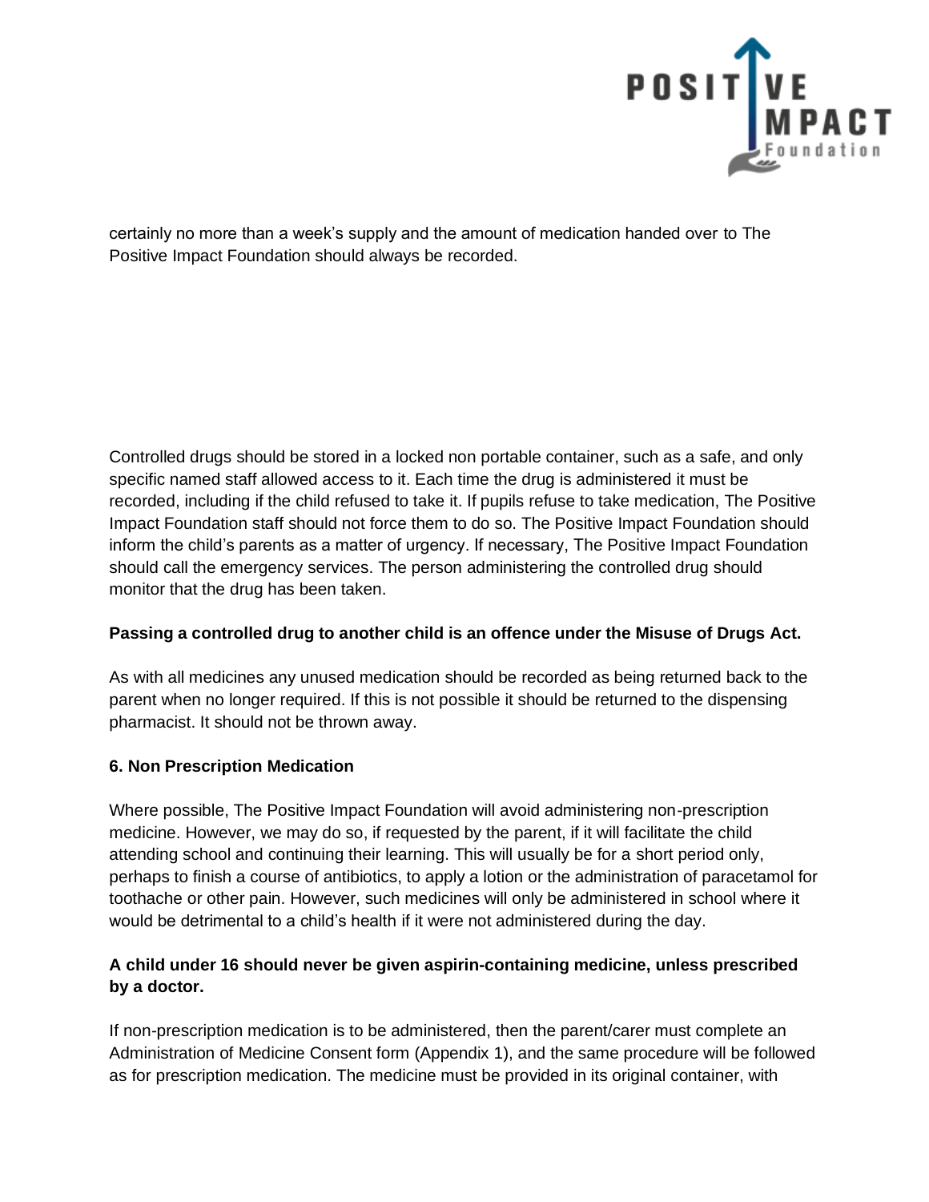certainly no more than a week's supply and the amount of medication handed over to The Positive Impact Foundation should always be recorded.

Controlled drugs should be stored in a locked non portable container, such as a safe, and only specific named staff allowed access to it. Each time the drug is administered it must be recorded, including if the child refused to take it. If pupils refuse to take medication, The Positive Impact Foundation staff should not force them to do so. The Positive Impact Foundation should inform the child's parents as a matter of urgency. If necessary, The Positive Impact Foundation should call the emergency services. The person administering the controlled drug should monitor that the drug has been taken.

**Passing a controlled drug to another child is an offence under the Misuse of Drugs Act.**

As with all medicines any unused medication should be recorded as being returned back to the parent when no longer required. If this is not possible it should be returned to the dispensing pharmacist. It should not be thrown away.

### 6. Non Prescription Medication

Where possible, The Positive Impact Foundation will avoid administering non-prescription medicine. However, we may do so, if requested by the parent, if it will facilitate the child attending school and continuing their learning. This will usually be for a short period only, perhaps to finish a course of antibiotics, to apply a lotion or the administration of paracetamol for toothache or other pain. However, such medicines will only be administered in school where it would be detrimental to a child's health if it were not administered during the day.

**A child under 16 should never be given aspirin-containing medicine, unless prescribed by a doctor.**

If non-prescription medication is to be administered, then the parent/carer must complete an Administration of Medicine Consent form (Appendix 1), and the same procedure will be followed as for prescription medication. The medicine must be provided in its original container, with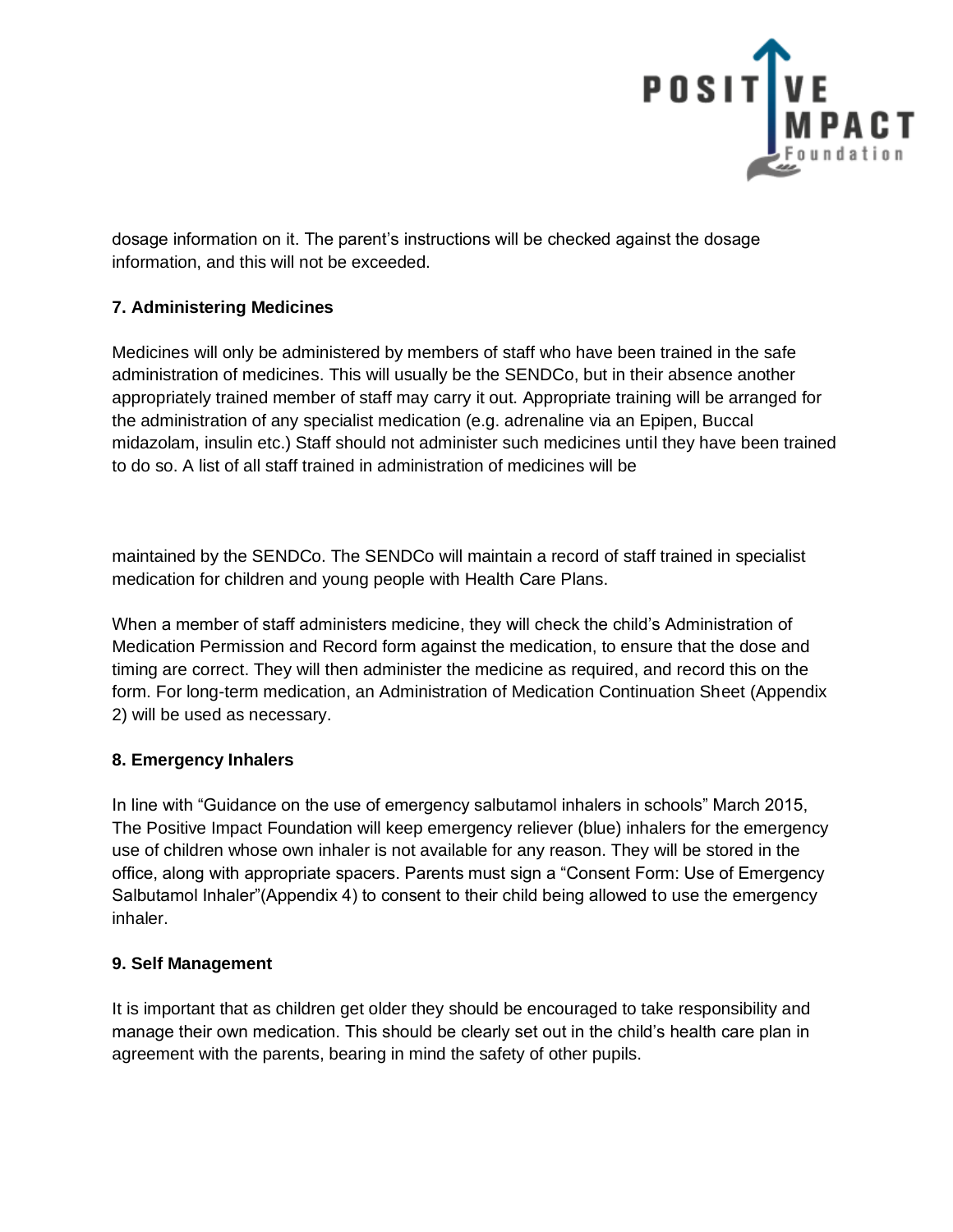dosage information on it. The parent’s instructions will be checked against the dosage information, and this will not be exceeded.

**7. Administering Medicines**

Medicines will only be administered by members of staff who have been trained in the safe administration of medicines. This will usually be the SENDCo, but in their absence another appropriately trained member of staff may carry it out. Appropriate training will be arranged for the administration of any specialist medication (e.g. adrenaline via an Epipen, Buccal midazolam, insulin etc.) Staff should not administer such medicines until they have been trained to do so. A list of all staff trained in administration of medicines will be maintained by the SENDCo. The SENDCo will maintain a record of staff trained in specialist medication for children and young people with Health Care Plans.

When a member of staff administers medicine, they will check the child’s Administration of Medication Permission and Record form against the medication, to ensure that the dose and timing are correct. They will then administer the medicine as required, and record this on the form. For long-term medication, an Administration of Medication Continuation Sheet (Appendix 2) will be used as necessary.

**8. Emergency Inhalers**

In line with “Guidance on the use of emergency salbutamol inhalers in schools” March 2015, The Positive Impact Foundation will keep emergency reliever (blue) inhalers for the emergency use of children whose own inhaler is not available for any reason. They will be stored in the office, along with appropriate spacers. Parents must sign a “Consent Form: Use of Emergency Salbutamol Inhaler”(Appendix 4) to consent to their child being allowed to use the emergency inhaler.

**9. Self Management**

It is important that as children get older they should be encouraged to take responsibility and manage their own medication. This should be clearly set out in the child’s health care plan in agreement with the parents, bearing in mind the safety of other pupils.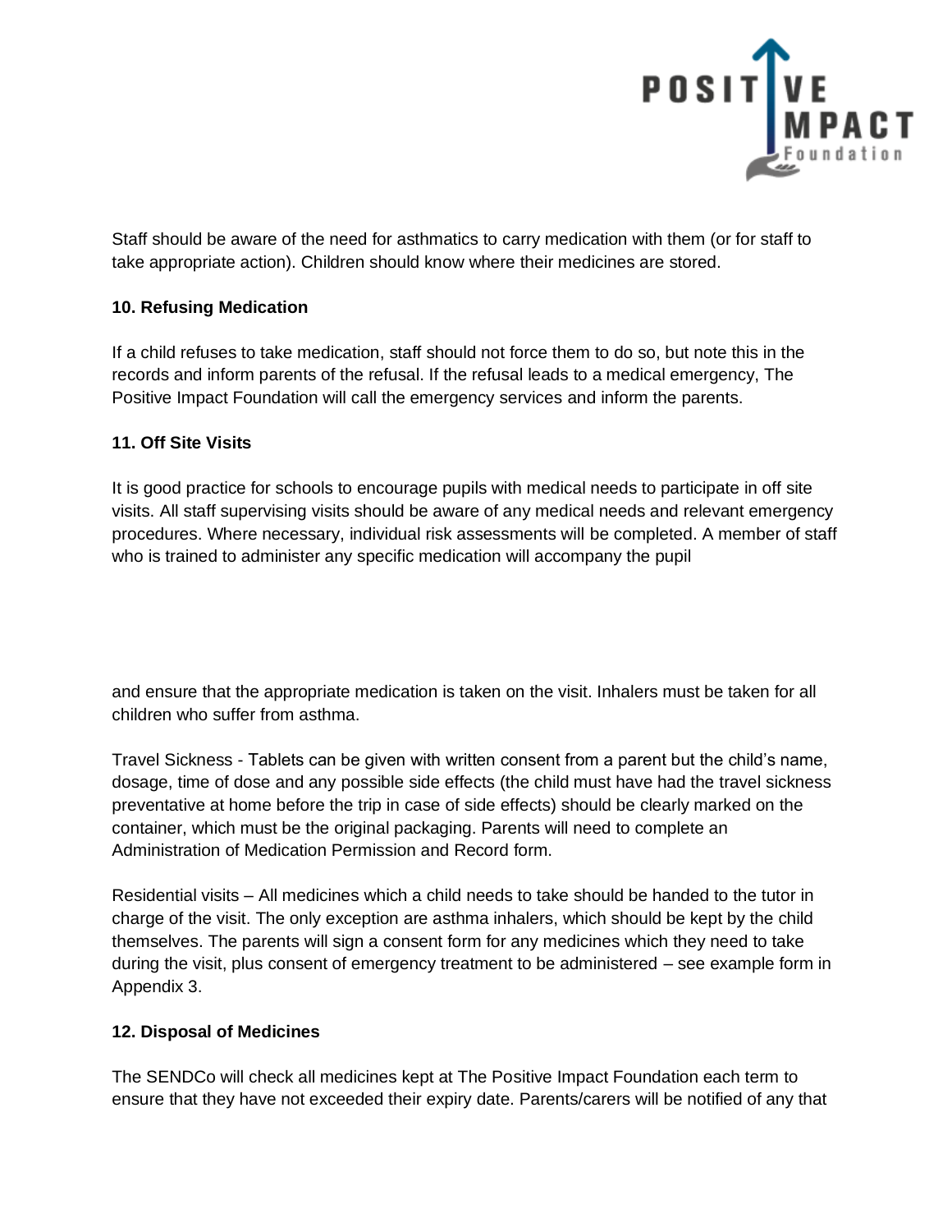Staff should be aware of the need for asthmatics to carry medication with them (or for staff to take appropriate action). Children should know where their medicines are stored.

**10. Refusing Medication**

If a child refuses to take medication, staff should not force them to do so, but note this in the records and inform parents of the refusal. If the refusal leads to a medical emergency, The Positive Impact Foundation will call the emergency services and inform the parents.

**11. Off Site Visits**

It is good practice for schools to encourage pupils with medical needs to participate in off site visits. All staff supervising visits should be aware of any medical needs and relevant emergency procedures. Where necessary, individual risk assessments will be completed. A member of staff who is trained to administer any specific medication will accompany the pupil and ensure that the appropriate medication is taken on the visit. Inhalers must be taken for all children who suffer from asthma.

Travel Sickness - Tablets can be given with written consent from a parent but the child's name, dosage, time of dose and any possible side effects (the child must have had the travel sickness preventative at home before the trip in case of side effects) should be clearly marked on the container, which must be the original packaging. Parents will need to complete an Administration of Medication Permission and Record form.

Residential visits – All medicines which a child needs to take should be handed to the tutor in charge of the visit. The only exception are asthma inhalers, which should be kept by the child themselves. The parents will sign a consent form for any medicines which they need to take during the visit, plus consent of emergency treatment to be administered – see example form in Appendix 3.

**12. Disposal of Medicines**

The SENDCo will check all medicines kept at The Positive Impact Foundation each term to ensure that they have not exceeded their expiry date. Parents/carers will be notified of any that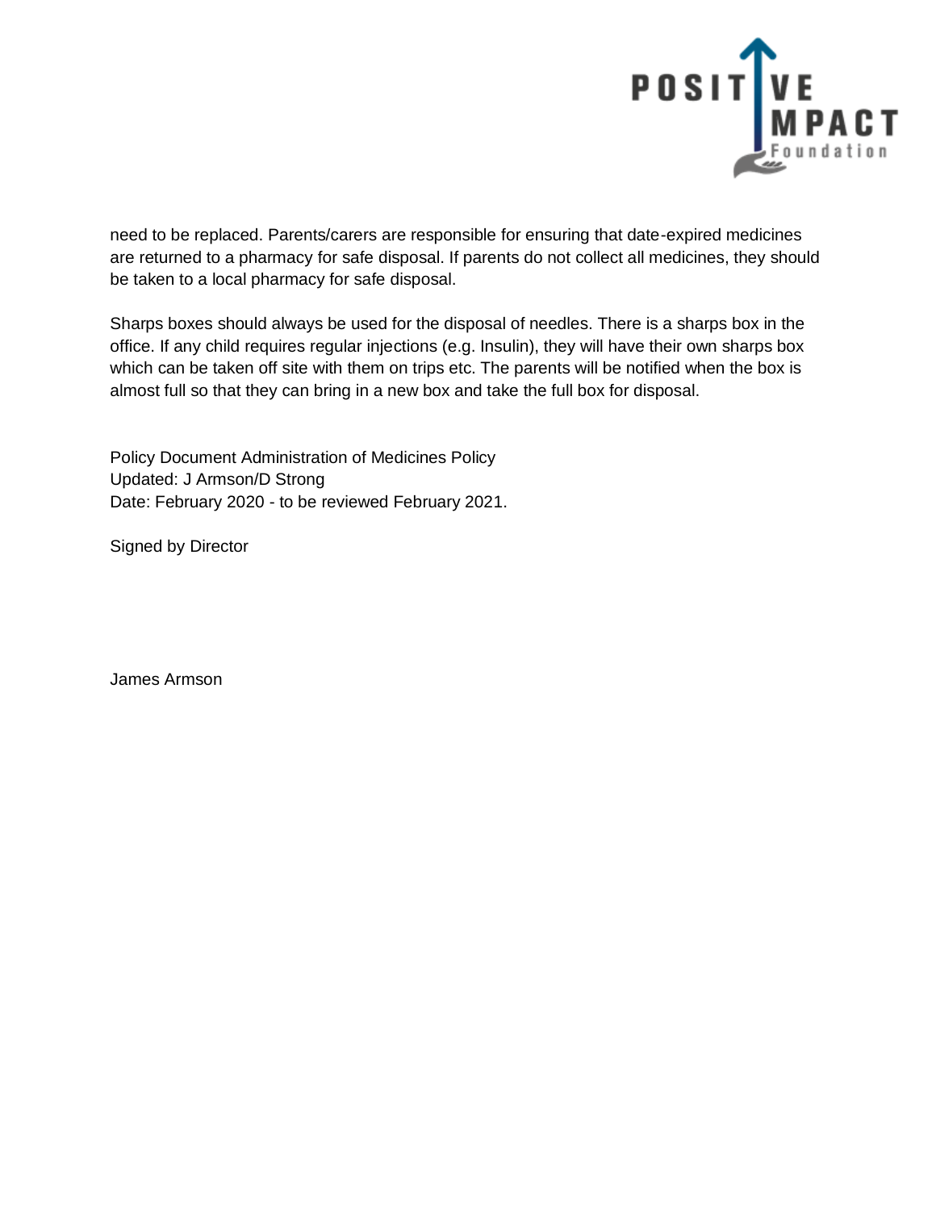need to be replaced. Parents/carers are responsible for ensuring that date-expired medicines are returned to a pharmacy for safe disposal. If parents do not collect all medicines, they should be taken to a local pharmacy for safe disposal.

Sharps boxes should always be used for the disposal of needles. There is a sharps box in the office. If any child requires regular injections (e.g. Insulin), they will have their own sharps box which can be taken off site with them on trips etc. The parents will be notified when the box is almost full so that they can bring in a new box and take the full box for disposal.

Policy Document Administration of Medicines Policy
Updated: J Armson/D Strong
Date: February 2020 - to be reviewed February 2021.

Signed by Director

James Armson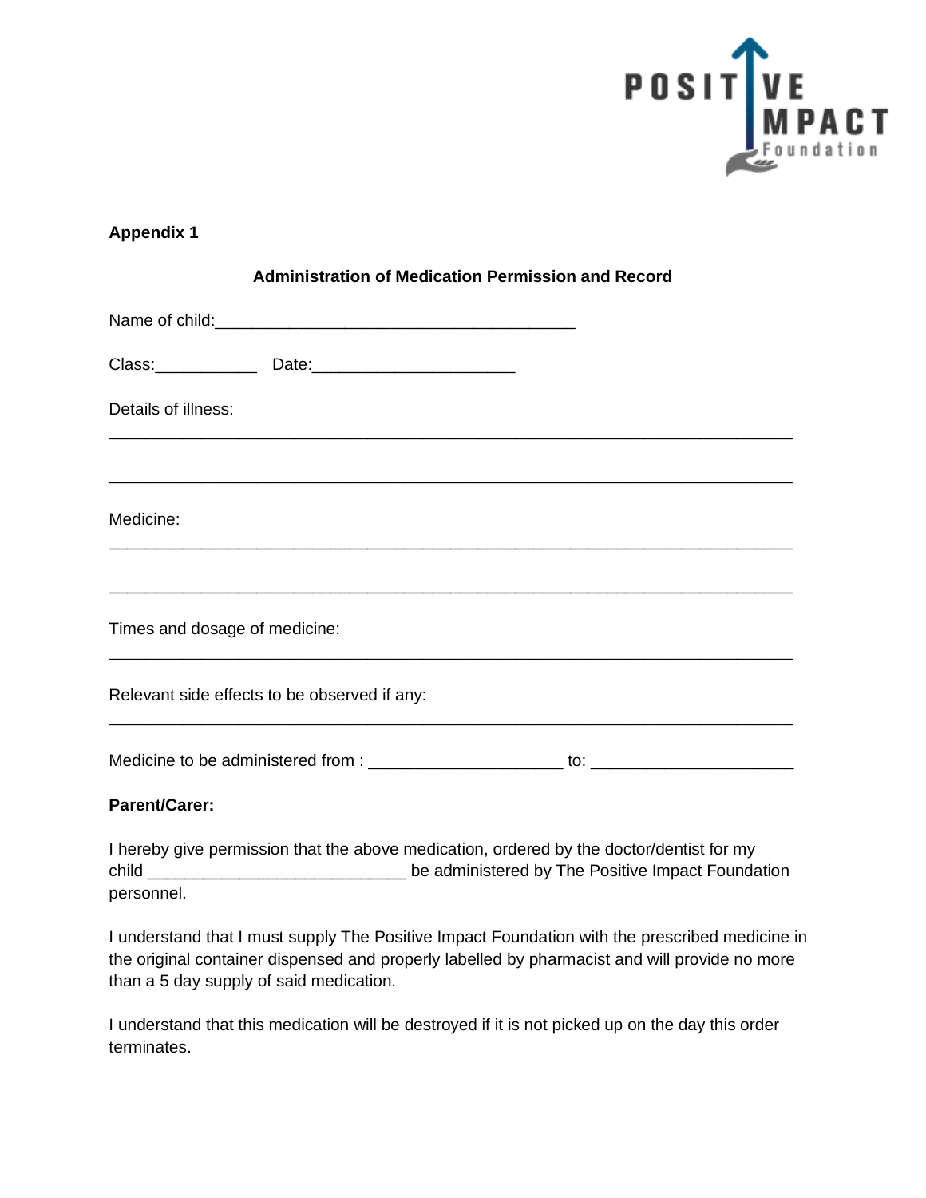**Appendix 1**

**Administration of Medication Permission and Record**

Name of child:_______________________________________

Class:___________ Date:______________________

Details of illness:

___________________________________________________________________________

___________________________________________________________________________

Medicine:

___________________________________________________________________________

___________________________________________________________________________

Times and dosage of medicine:

___________________________________________________________________________

Relevant side effects to be observed if any:

___________________________________________________________________________

Medicine to be administered from : _____________________ to: _____________________

**Parent/Carer:**

I hereby give permission that the above medication, ordered by the doctor/dentist for my child ____________________________ be administered by The Positive Impact Foundation personnel.

I understand that I must supply The Positive Impact Foundation with the prescribed medicine in the original container dispensed and properly labelled by pharmacist and will provide no more than a 5 day supply of said medication.

I understand that this medication will be destroyed if it is not picked up on the day this order terminates.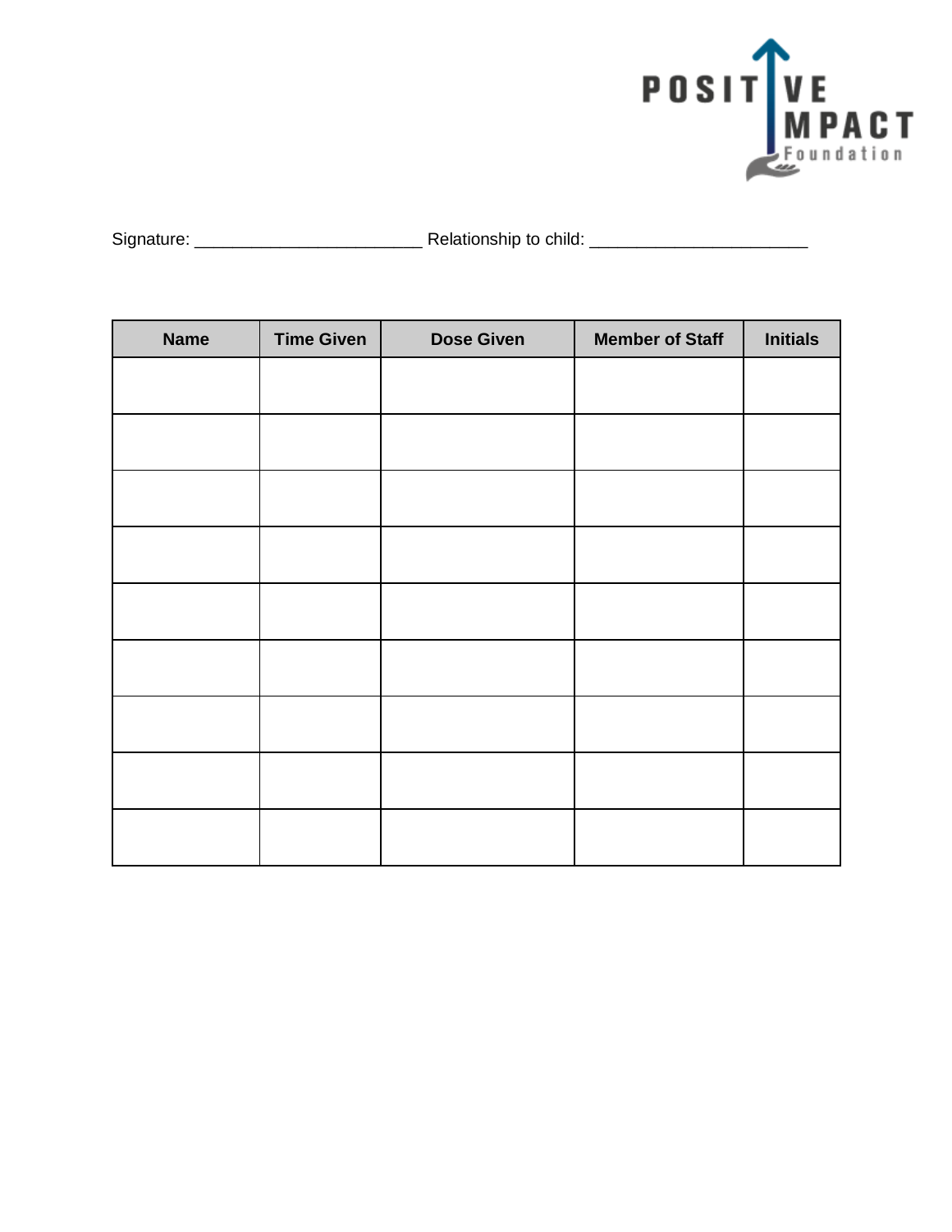Signature: ________________________ Relationship to child: _______________________

| Name | Time Given | Dose Given | Member of Staff | Initials |
|---|---|---|---|---|
| | | | | |
| | | | | |
| | | | | |
| | | | | |
| | | | | |
| | | | | |
| | | | | |
| | | | | |
| | | | | |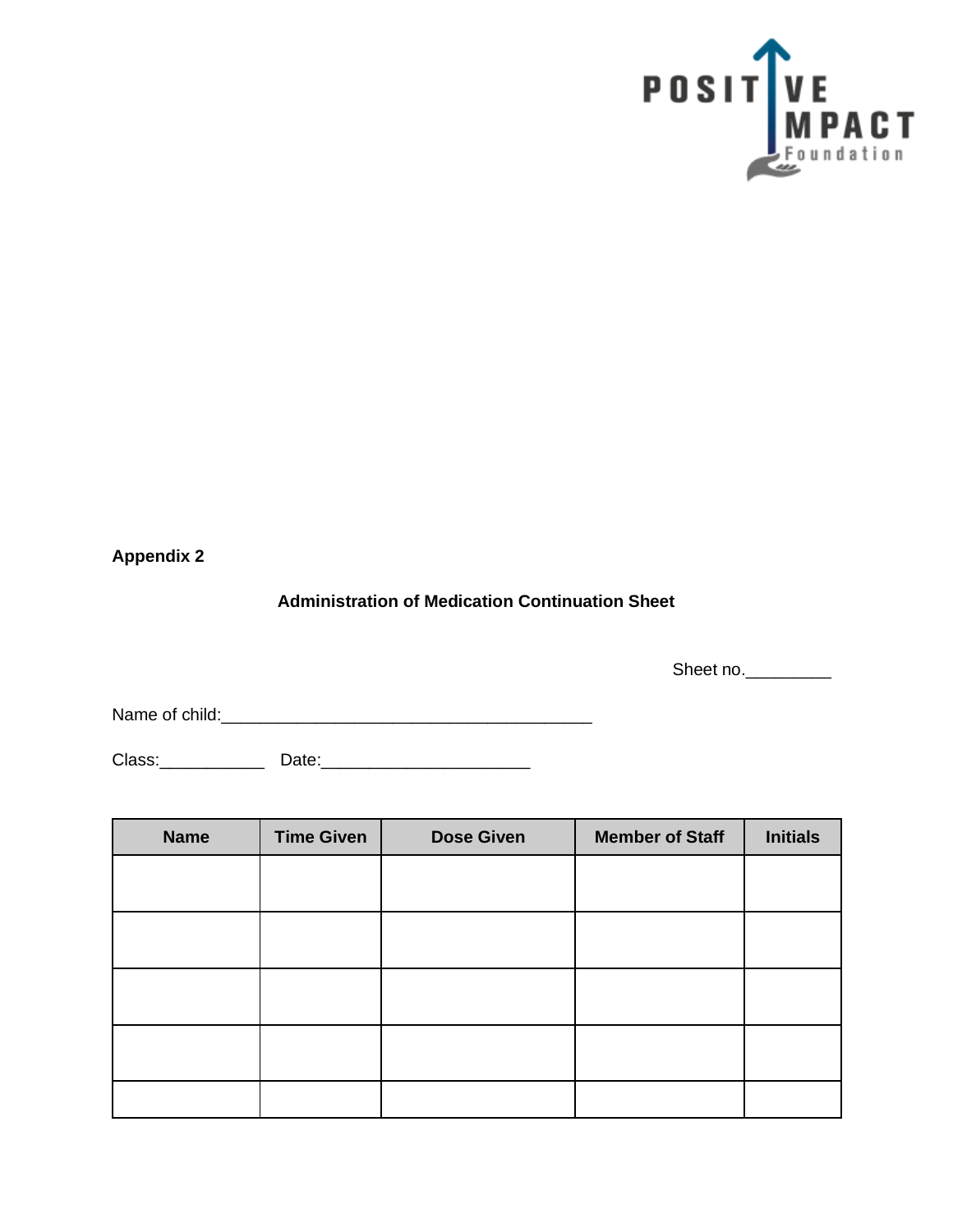**Appendix 2**

**Administration of Medication Continuation Sheet**

Sheet no.\_\_\_\_\_\_\_\_\_

Name of child:\_\_\_\_\_\_\_\_\_\_\_\_\_\_\_\_\_\_\_\_\_\_\_\_\_\_\_\_\_\_\_\_\_\_\_\_\_\_\_\_

Class:\_\_\_\_\_\_\_\_\_\_\_ Date:\_\_\_\_\_\_\_\_\_\_\_\_\_\_\_\_\_\_\_\_\_\_

| Name | Time Given | Dose Given | Member of Staff | Initials |
| --- | --- | --- | --- | --- |
| | | | | |
| | | | | |
| | | | | |
| | | | | |
| | | | | |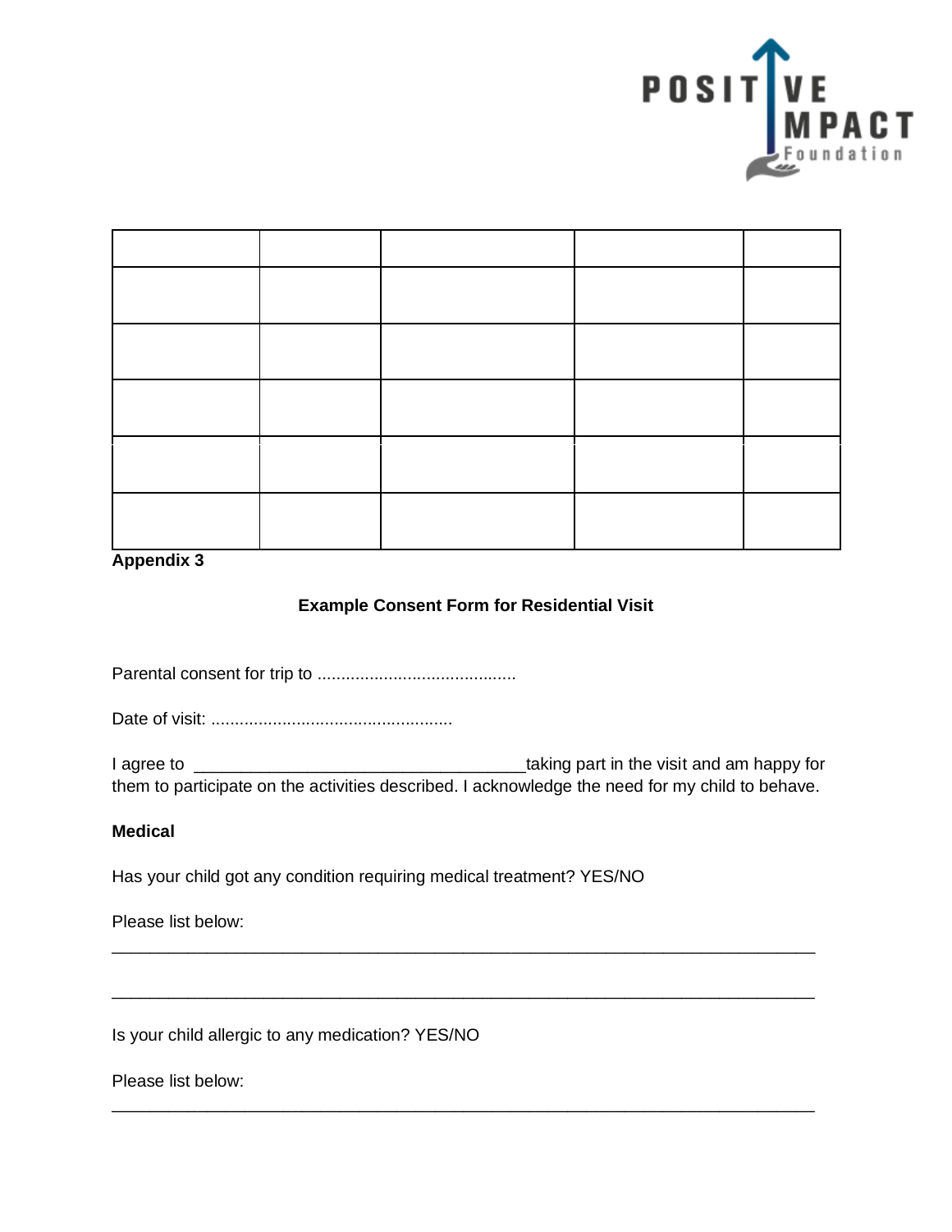| | | | | |
|---|---|---|---|---|
| | | | | |
| | | | | |
| | | | | |
| | | | | |
| | | | | |

**Appendix 3**

**Example Consent Form for Residential Visit**

Parental consent for trip to ..........................................

Date of visit: ...................................................

I agree to ___________________________________taking part in the visit and am happy for them to participate on the activities described. I acknowledge the need for my child to behave.

**Medical**

Has your child got any condition requiring medical treatment? YES/NO

Please list below:

___________________________________________________________________________

___________________________________________________________________________

Is your child allergic to any medication? YES/NO

Please list below:

___________________________________________________________________________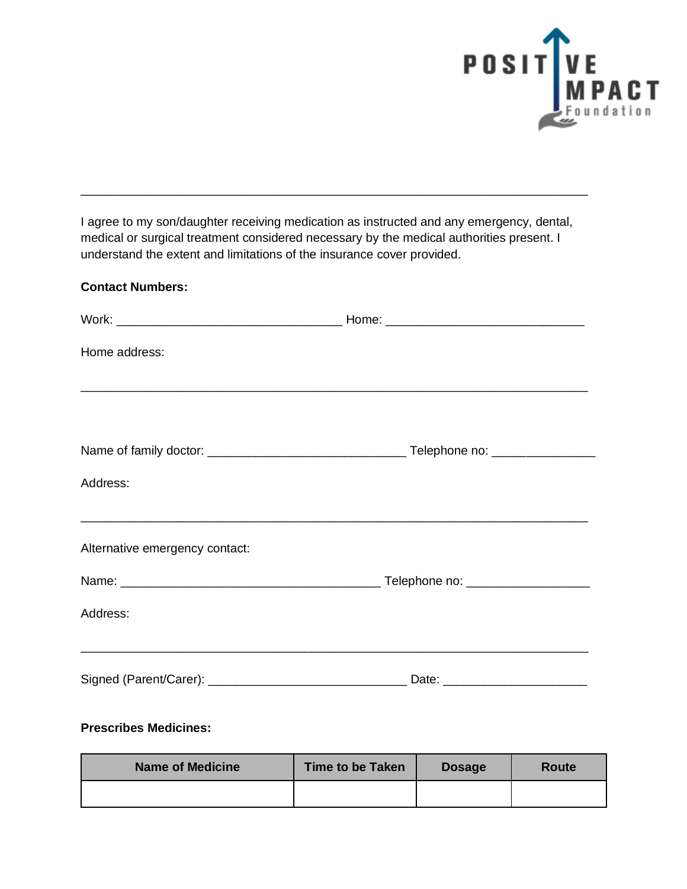I agree to my son/daughter receiving medication as instructed and any emergency, dental, medical or surgical treatment considered necessary by the medical authorities present. I understand the extent and limitations of the insurance cover provided.

**Contact Numbers:**

Work: ________________________________ Home: ____________________________

Home address:

___________________________________________________________________________

Name of family doctor: ____________________________ Telephone no: _______________

Address:

___________________________________________________________________________

Alternative emergency contact:

Name: _____________________________________ Telephone no: _________________

Address:

___________________________________________________________________________

Signed (Parent/Carer): ____________________________ Date: ____________________

**Prescribes Medicines:**

| Name of Medicine | Time to be Taken | Dosage | Route |
| --- | --- | --- | --- |
| | | | |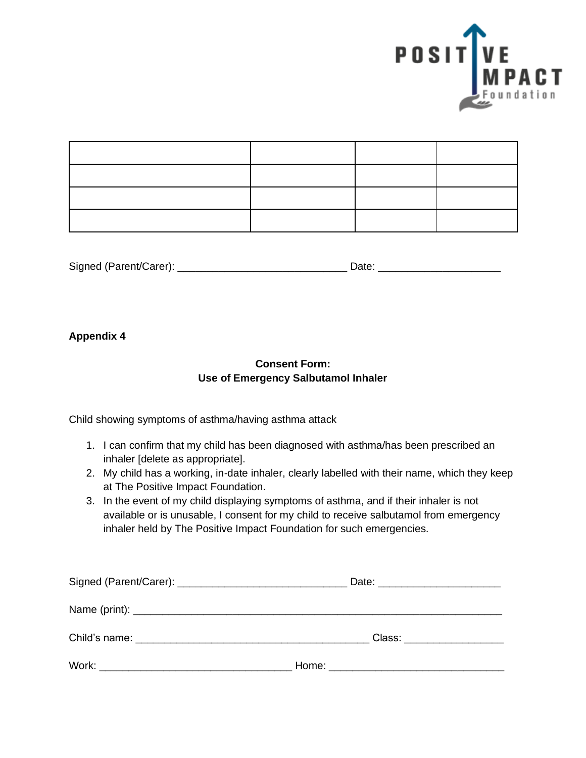| | | | |
|---|---|---|---|
| | | | |
| | | | |
| | | | |

Signed (Parent/Carer): _____________________________ Date: _____________________

**Appendix 4**

**Consent Form:**
**Use of Emergency Salbutamol Inhaler**

Child showing symptoms of asthma/having asthma attack

1. I can confirm that my child has been diagnosed with asthma/has been prescribed an inhaler [delete as appropriate].
2. My child has a working, in-date inhaler, clearly labelled with their name, which they keep at The Positive Impact Foundation.
3. In the event of my child displaying symptoms of asthma, and if their inhaler is not available or is unusable, I consent for my child to receive salbutamol from emergency inhaler held by The Positive Impact Foundation for such emergencies.

Signed (Parent/Carer): _____________________________ Date: _____________________

Name (print): _________________________________________________________________

Child's name: ________________________________________ Class: _________________

Work: _________________________________ Home: ______________________________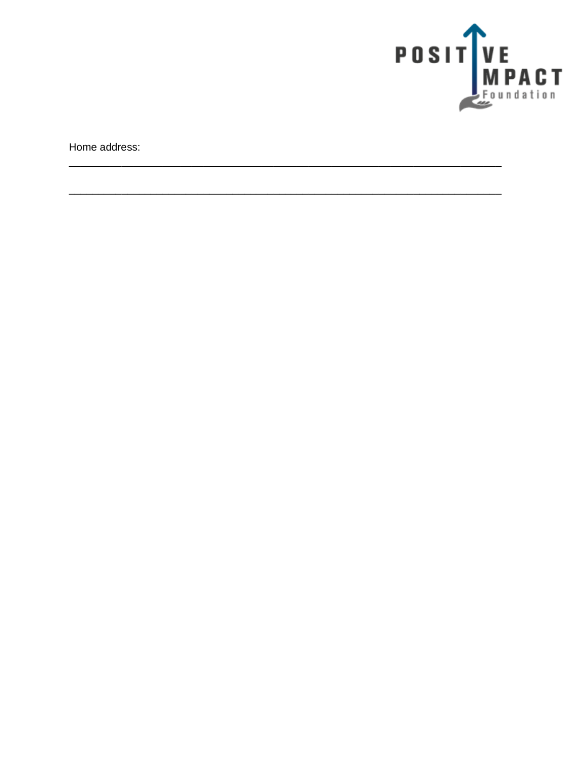Home address:

______________________________________________________________________

______________________________________________________________________